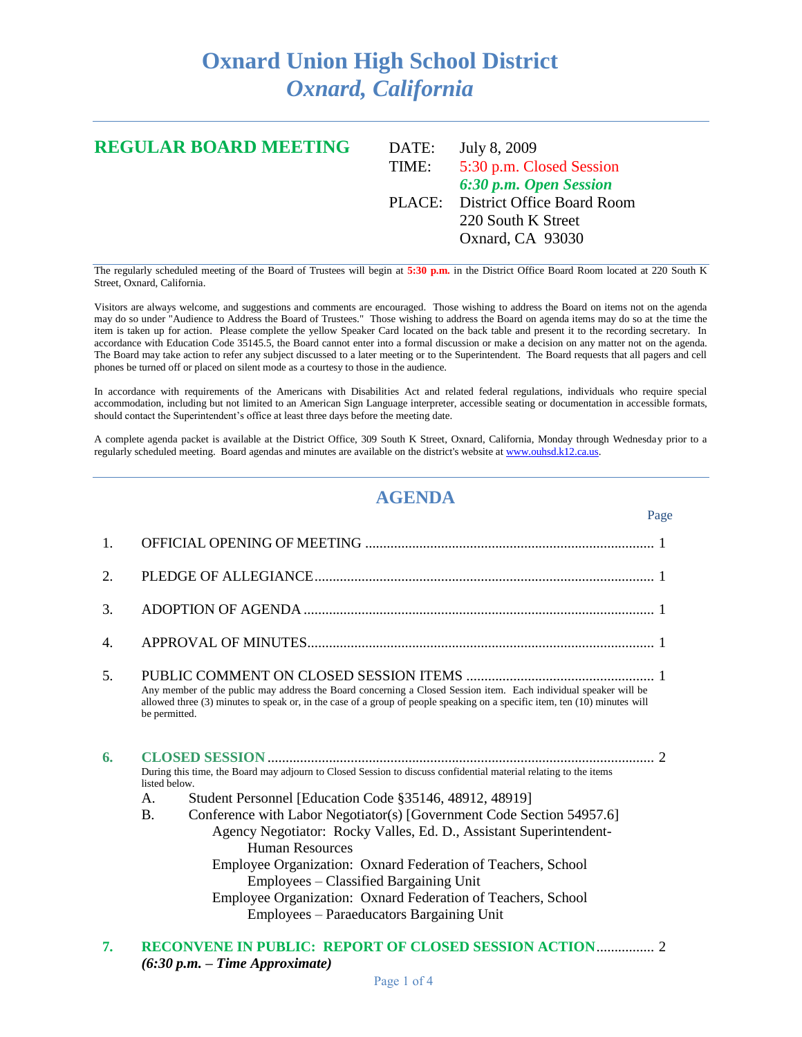# Oxnard Union High School District
## *Oxnard, California*

## REGULAR BOARD MEETING

DATE: July 8, 2009
TIME: 5:30 p.m. Closed Session
***6:30 p.m. Open Session***
PLACE: District Office Board Room
220 South K Street
Oxnard, CA 93030

The regularly scheduled meeting of the Board of Trustees will begin at **5:30 p.m.** in the District Office Board Room located at 220 South K Street, Oxnard, California.

Visitors are always welcome, and suggestions and comments are encouraged. Those wishing to address the Board on items not on the agenda may do so under "Audience to Address the Board of Trustees." Those wishing to address the Board on agenda items may do so at the time the item is taken up for action. Please complete the yellow Speaker Card located on the back table and present it to the recording secretary. In accordance with Education Code 35145.5, the Board cannot enter into a formal discussion or make a decision on any matter not on the agenda. The Board may take action to refer any subject discussed to a later meeting or to the Superintendent. The Board requests that all pagers and cell phones be turned off or placed on silent mode as a courtesy to those in the audience.

In accordance with requirements of the Americans with Disabilities Act and related federal regulations, individuals who require special accommodation, including but not limited to an American Sign Language interpreter, accessible seating or documentation in accessible formats, should contact the Superintendent's office at least three days before the meeting date.

A complete agenda packet is available at the District Office, 309 South K Street, Oxnard, California, Monday through Wednesday prior to a regularly scheduled meeting. Board agendas and minutes are available on the district's website at www.ouhsd.k12.ca.us.

## AGENDA

| | | Page |
|---|---|---|
| 1. | OFFICIAL OPENING OF MEETING | 1 |
| 2. | PLEDGE OF ALLEGIANCE | 1 |
| 3. | ADOPTION OF AGENDA | 1 |
| 4. | APPROVAL OF MINUTES | 1 |
| 5. | PUBLIC COMMENT ON CLOSED SESSION ITEMS | 1 |

Any member of the public may address the Board concerning a Closed Session item. Each individual speaker will be allowed three (3) minutes to speak or, in the case of a group of people speaking on a specific item, ten (10) minutes will be permitted.

**6. CLOSED SESSION** ..... 2

During this time, the Board may adjourn to Closed Session to discuss confidential material relating to the items listed below.

A. Student Personnel [Education Code §35146, 48912, 48919]

B. Conference with Labor Negotiator(s) [Government Code Section 54957.6]
- Agency Negotiator: Rocky Valles, Ed. D., Assistant Superintendent-Human Resources
- Employee Organization: Oxnard Federation of Teachers, School Employees – Classified Bargaining Unit
- Employee Organization: Oxnard Federation of Teachers, School Employees – Paraeducators Bargaining Unit

**7. RECONVENE IN PUBLIC: REPORT OF CLOSED SESSION ACTION** ..... 2
***(6:30 p.m. – Time Approximate)***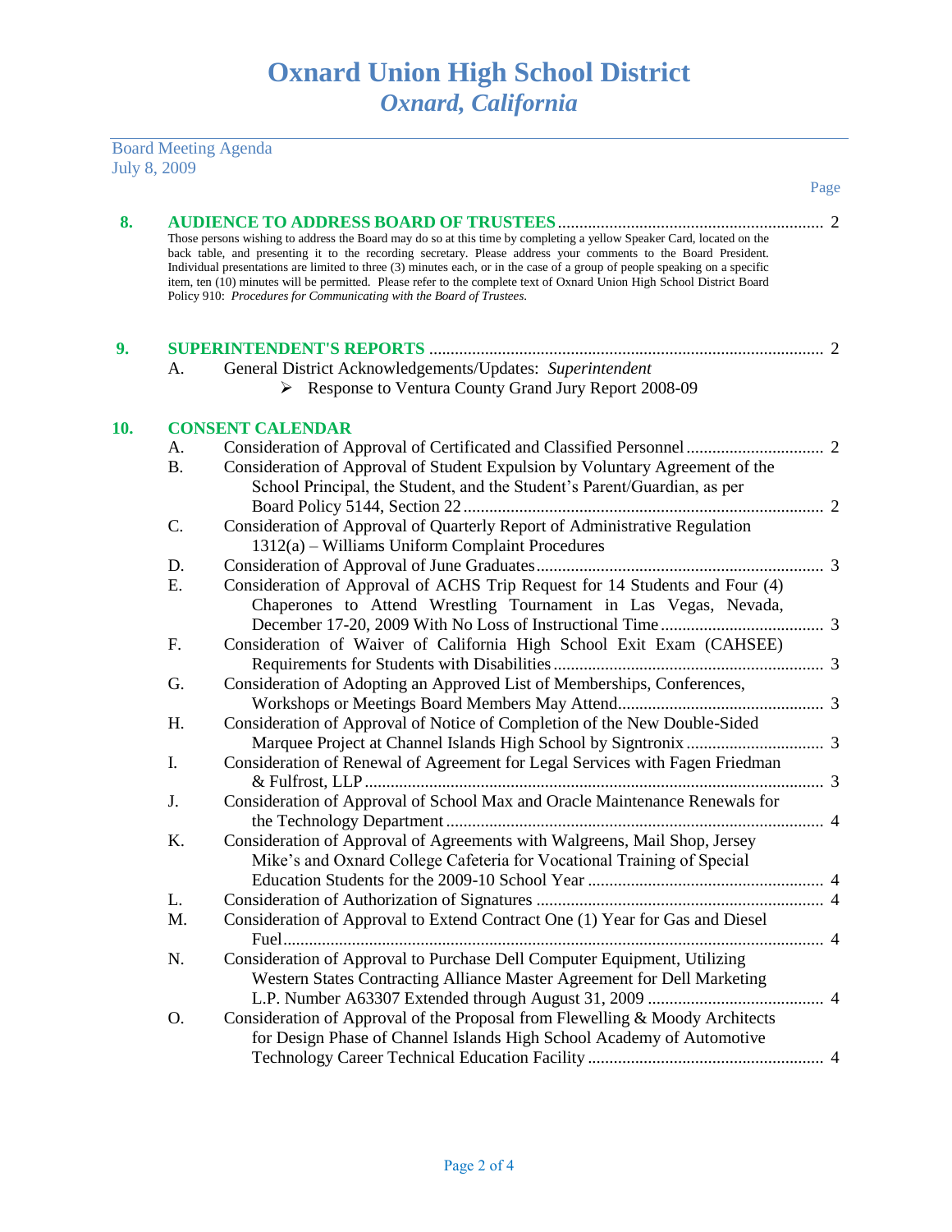# Oxnard Union High School District
## *Oxnard, California*

Board Meeting Agenda
July 8, 2009

Page

**8. AUDIENCE TO ADDRESS BOARD OF TRUSTEES** ........ 2

Those persons wishing to address the Board may do so at this time by completing a yellow Speaker Card, located on the back table, and presenting it to the recording secretary. Please address your comments to the Board President. Individual presentations are limited to three (3) minutes each, or in the case of a group of people speaking on a specific item, ten (10) minutes will be permitted. Please refer to the complete text of Oxnard Union High School District Board Policy 910: *Procedures for Communicating with the Board of Trustees*.

**9. SUPERINTENDENT'S REPORTS** ........ 2

A. General District Acknowledgements/Updates: *Superintendent*
- Response to Ventura County Grand Jury Report 2008-09

**10. CONSENT CALENDAR**

A. Consideration of Approval of Certificated and Classified Personnel ........ 2

B. Consideration of Approval of Student Expulsion by Voluntary Agreement of the School Principal, the Student, and the Student's Parent/Guardian, as per Board Policy 5144, Section 22 ........ 2

C. Consideration of Approval of Quarterly Report of Administrative Regulation 1312(a) – Williams Uniform Complaint Procedures

D. Consideration of Approval of June Graduates ........ 3

E. Consideration of Approval of ACHS Trip Request for 14 Students and Four (4) Chaperones to Attend Wrestling Tournament in Las Vegas, Nevada, December 17-20, 2009 With No Loss of Instructional Time ........ 3

F. Consideration of Waiver of California High School Exit Exam (CAHSEE) Requirements for Students with Disabilities ........ 3

G. Consideration of Adopting an Approved List of Memberships, Conferences, Workshops or Meetings Board Members May Attend ........ 3

H. Consideration of Approval of Notice of Completion of the New Double-Sided Marquee Project at Channel Islands High School by Signtronix ........ 3

I. Consideration of Renewal of Agreement for Legal Services with Fagen Friedman & Fulfrost, LLP ........ 3

J. Consideration of Approval of School Max and Oracle Maintenance Renewals for the Technology Department ........ 4

K. Consideration of Approval of Agreements with Walgreens, Mail Shop, Jersey Mike's and Oxnard College Cafeteria for Vocational Training of Special Education Students for the 2009-10 School Year ........ 4

L. Consideration of Authorization of Signatures ........ 4

M. Consideration of Approval to Extend Contract One (1) Year for Gas and Diesel Fuel ........ 4

N. Consideration of Approval to Purchase Dell Computer Equipment, Utilizing Western States Contracting Alliance Master Agreement for Dell Marketing L.P. Number A63307 Extended through August 31, 2009 ........ 4

O. Consideration of Approval of the Proposal from Flewelling & Moody Architects for Design Phase of Channel Islands High School Academy of Automotive Technology Career Technical Education Facility ........ 4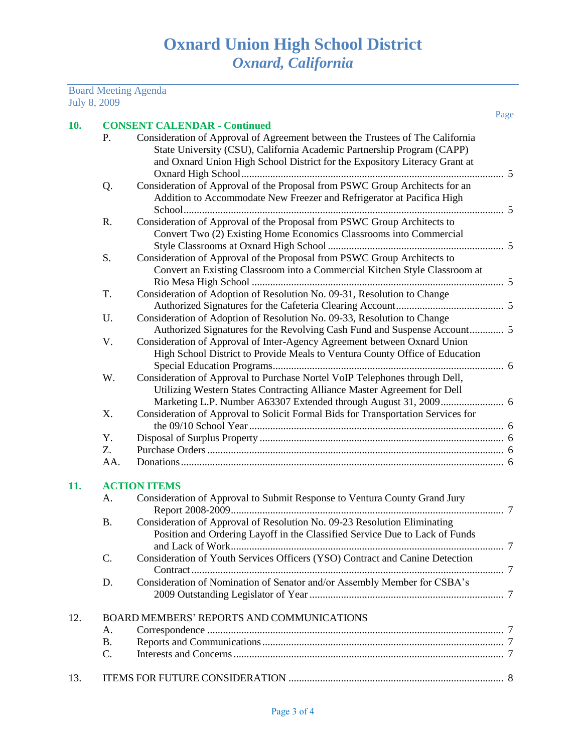# Oxnard Union High School District
## *Oxnard, California*

Board Meeting Agenda
July 8, 2009

| | | | Page |
|---|---|---|---|
| **10.** | **CONSENT CALENDAR - Continued** | | |
| | P. | Consideration of Approval of Agreement between the Trustees of The California State University (CSU), California Academic Partnership Program (CAPP) and Oxnard Union High School District for the Expository Literacy Grant at Oxnard High School | 5 |
| | Q. | Consideration of Approval of the Proposal from PSWC Group Architects for an Addition to Accommodate New Freezer and Refrigerator at Pacifica High School | 5 |
| | R. | Consideration of Approval of the Proposal from PSWC Group Architects to Convert Two (2) Existing Home Economics Classrooms into Commercial Style Classrooms at Oxnard High School | 5 |
| | S. | Consideration of Approval of the Proposal from PSWC Group Architects to Convert an Existing Classroom into a Commercial Kitchen Style Classroom at Rio Mesa High School | 5 |
| | T. | Consideration of Adoption of Resolution No. 09-31, Resolution to Change Authorized Signatures for the Cafeteria Clearing Account | 5 |
| | U. | Consideration of Adoption of Resolution No. 09-33, Resolution to Change Authorized Signatures for the Revolving Cash Fund and Suspense Account | 5 |
| | V. | Consideration of Approval of Inter-Agency Agreement between Oxnard Union High School District to Provide Meals to Ventura County Office of Education Special Education Programs | 6 |
| | W. | Consideration of Approval to Purchase Nortel VoIP Telephones through Dell, Utilizing Western States Contracting Alliance Master Agreement for Dell Marketing L.P. Number A63307 Extended through August 31, 2009 | 6 |
| | X. | Consideration of Approval to Solicit Formal Bids for Transportation Services for the 09/10 School Year | 6 |
| | Y. | Disposal of Surplus Property | 6 |
| | Z. | Purchase Orders | 6 |
| | AA. | Donations | 6 |
| **11.** | **ACTION ITEMS** | | |
| | A. | Consideration of Approval to Submit Response to Ventura County Grand Jury Report 2008-2009 | 7 |
| | B. | Consideration of Approval of Resolution No. 09-23 Resolution Eliminating Position and Ordering Layoff in the Classified Service Due to Lack of Funds and Lack of Work | 7 |
| | C. | Consideration of Youth Services Officers (YSO) Contract and Canine Detection Contract | 7 |
| | D. | Consideration of Nomination of Senator and/or Assembly Member for CSBA's 2009 Outstanding Legislator of Year | 7 |
| 12. | BOARD MEMBERS' REPORTS AND COMMUNICATIONS | | |
| | A. | Correspondence | 7 |
| | B. | Reports and Communications | 7 |
| | C. | Interests and Concerns | 7 |
| 13. | ITEMS FOR FUTURE CONSIDERATION | | 8 |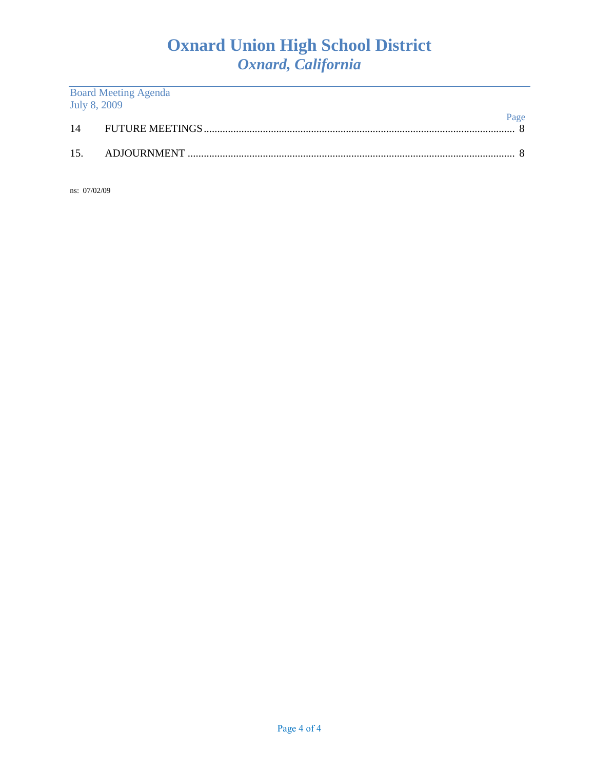| | | Page |
|---|---|---|
| 14 | FUTURE MEETINGS | 8 |
| 15. | ADJOURNMENT | 8 |

ns: 07/02/09